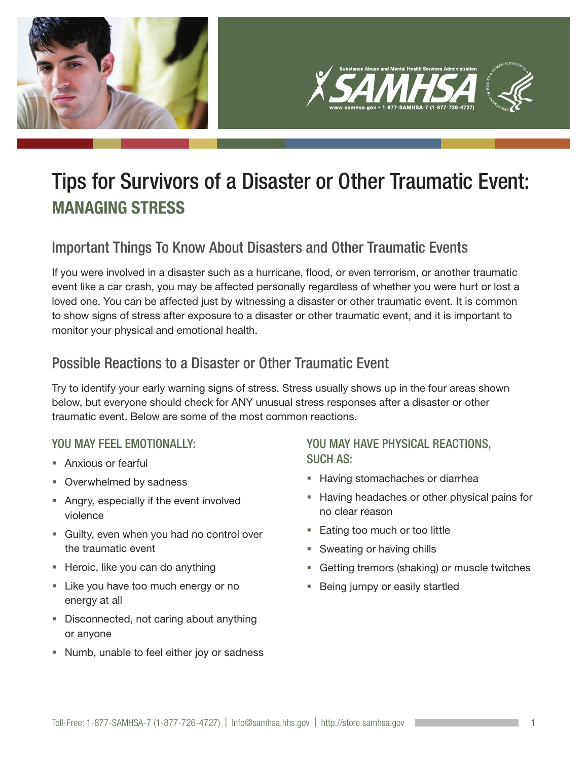# Tips for Survivors of a Disaster or Other Traumatic Event:

## MANAGING STRESS

### Important Things To Know About Disasters and Other Traumatic Events

If you were involved in a disaster such as a hurricane, flood, or even terrorism, or another traumatic event like a car crash, you may be affected personally regardless of whether you were hurt or lost a loved one. You can be affected just by witnessing a disaster or other traumatic event. It is common to show signs of stress after exposure to a disaster or other traumatic event, and it is important to monitor your physical and emotional health.

### Possible Reactions to a Disaster or Other Traumatic Event

Try to identify your early warning signs of stress. Stress usually shows up in the four areas shown below, but everyone should check for ANY unusual stress responses after a disaster or other traumatic event. Below are some of the most common reactions.

#### YOU MAY FEEL EMOTIONALLY:

- Anxious or fearful
- Overwhelmed by sadness
- Angry, especially if the event involved violence
- Guilty, even when you had no control over the traumatic event
- Heroic, like you can do anything
- Like you have too much energy or no energy at all
- Disconnected, not caring about anything or anyone
- Numb, unable to feel either joy or sadness

#### YOU MAY HAVE PHYSICAL REACTIONS, SUCH AS:

- Having stomachaches or diarrhea
- Having headaches or other physical pains for no clear reason
- Eating too much or too little
- Sweating or having chills
- Getting tremors (shaking) or muscle twitches
- Being jumpy or easily startled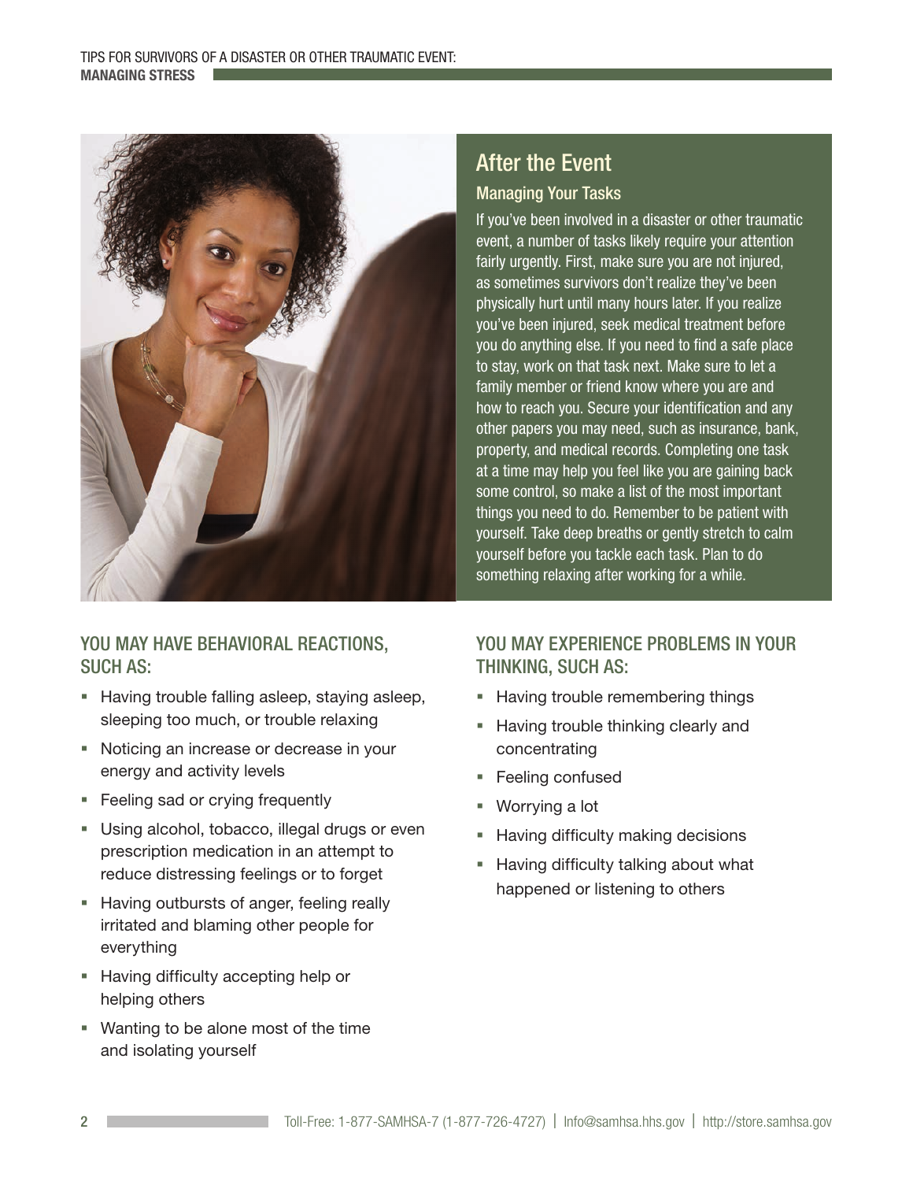## After the Event

### Managing Your Tasks

If you've been involved in a disaster or other traumatic event, a number of tasks likely require your attention fairly urgently. First, make sure you are not injured, as sometimes survivors don't realize they've been physically hurt until many hours later. If you realize you've been injured, seek medical treatment before you do anything else. If you need to find a safe place to stay, work on that task next. Make sure to let a family member or friend know where you are and how to reach you. Secure your identification and any other papers you may need, such as insurance, bank, property, and medical records. Completing one task at a time may help you feel like you are gaining back some control, so make a list of the most important things you need to do. Remember to be patient with yourself. Take deep breaths or gently stretch to calm yourself before you tackle each task. Plan to do something relaxing after working for a while.

### YOU MAY HAVE BEHAVIORAL REACTIONS, SUCH AS:

- Having trouble falling asleep, staying asleep, sleeping too much, or trouble relaxing
- Noticing an increase or decrease in your energy and activity levels
- Feeling sad or crying frequently
- Using alcohol, tobacco, illegal drugs or even prescription medication in an attempt to reduce distressing feelings or to forget
- Having outbursts of anger, feeling really irritated and blaming other people for everything
- Having difficulty accepting help or helping others
- Wanting to be alone most of the time and isolating yourself

### YOU MAY EXPERIENCE PROBLEMS IN YOUR THINKING, SUCH AS:

- Having trouble remembering things
- Having trouble thinking clearly and concentrating
- Feeling confused
- Worrying a lot
- Having difficulty making decisions
- Having difficulty talking about what happened or listening to others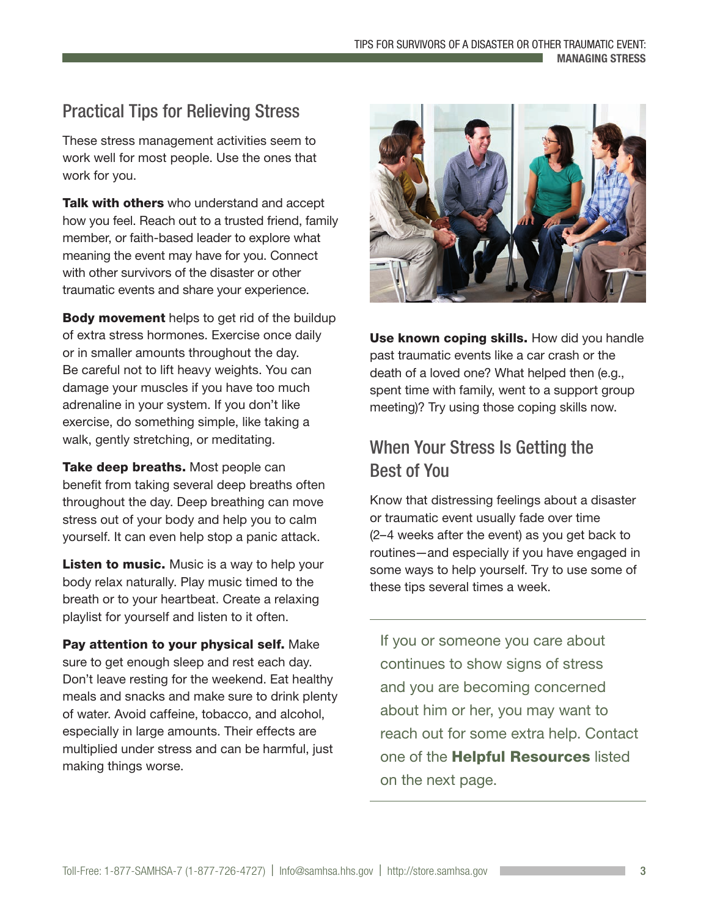## Practical Tips for Relieving Stress

These stress management activities seem to work well for most people. Use the ones that work for you.

**Talk with others** who understand and accept how you feel. Reach out to a trusted friend, family member, or faith-based leader to explore what meaning the event may have for you. Connect with other survivors of the disaster or other traumatic events and share your experience.

**Body movement** helps to get rid of the buildup of extra stress hormones. Exercise once daily or in smaller amounts throughout the day. Be careful not to lift heavy weights. You can damage your muscles if you have too much adrenaline in your system. If you don't like exercise, do something simple, like taking a walk, gently stretching, or meditating.

**Take deep breaths.** Most people can benefit from taking several deep breaths often throughout the day. Deep breathing can move stress out of your body and help you to calm yourself. It can even help stop a panic attack.

**Listen to music.** Music is a way to help your body relax naturally. Play music timed to the breath or to your heartbeat. Create a relaxing playlist for yourself and listen to it often.

**Pay attention to your physical self.** Make sure to get enough sleep and rest each day. Don't leave resting for the weekend. Eat healthy meals and snacks and make sure to drink plenty of water. Avoid caffeine, tobacco, and alcohol, especially in large amounts. Their effects are multiplied under stress and can be harmful, just making things worse.

**Use known coping skills.** How did you handle past traumatic events like a car crash or the death of a loved one? What helped then (e.g., spent time with family, went to a support group meeting)? Try using those coping skills now.

## When Your Stress Is Getting the Best of You

Know that distressing feelings about a disaster or traumatic event usually fade over time (2–4 weeks after the event) as you get back to routines—and especially if you have engaged in some ways to help yourself. Try to use some of these tips several times a week.

---

If you or someone you care about continues to show signs of stress and you are becoming concerned about him or her, you may want to reach out for some extra help. Contact one of the **Helpful Resources** listed on the next page.

---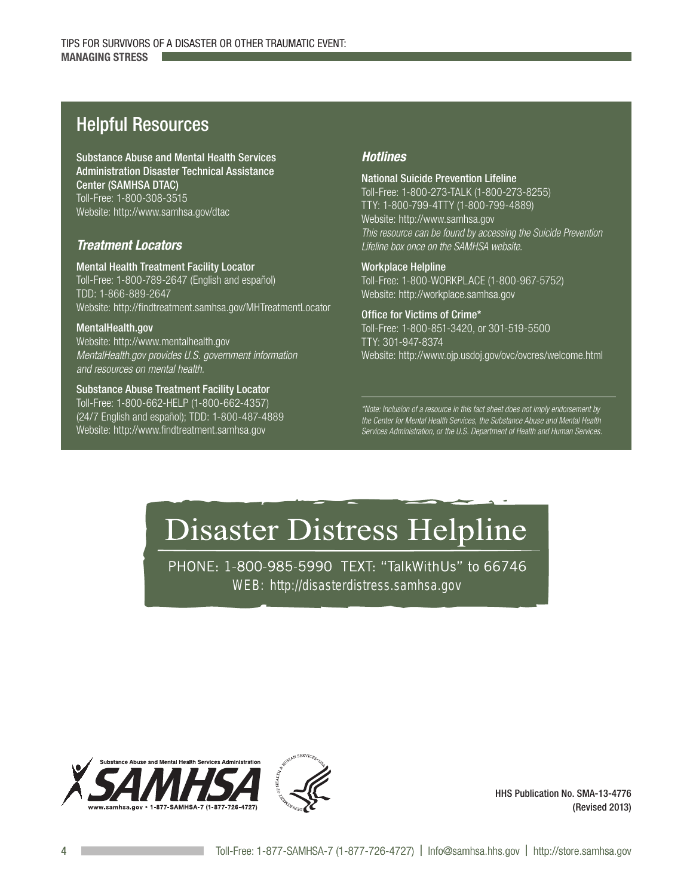## Helpful Resources

**Substance Abuse and Mental Health Services Administration Disaster Technical Assistance Center (SAMHSA DTAC)**
Toll-Free: 1-800-308-3515
Website: http://www.samhsa.gov/dtac

### *Treatment Locators*

**Mental Health Treatment Facility Locator**
Toll-Free: 1-800-789-2647 (English and español)
TDD: 1-866-889-2647
Website: http://findtreatment.samhsa.gov/MHTreatmentLocator

**MentalHealth.gov**
Website: http://www.mentalhealth.gov
*MentalHealth.gov provides U.S. government information and resources on mental health.*

**Substance Abuse Treatment Facility Locator**
Toll-Free: 1-800-662-HELP (1-800-662-4357) (24/7 English and español); TDD: 1-800-487-4889
Website: http://www.findtreatment.samhsa.gov

### *Hotlines*

**National Suicide Prevention Lifeline**
Toll-Free: 1-800-273-TALK (1-800-273-8255)
TTY: 1-800-799-4TTY (1-800-799-4889)
Website: http://www.samhsa.gov
*This resource can be found by accessing the Suicide Prevention Lifeline box once on the SAMHSA website.*

**Workplace Helpline**
Toll-Free: 1-800-WORKPLACE (1-800-967-5752)
Website: http://workplace.samhsa.gov

**Office for Victims of Crime***
Toll-Free: 1-800-851-3420, or 301-519-5500
TTY: 301-947-8374
Website: http://www.ojp.usdoj.gov/ovc/ovcres/welcome.html

*\*Note: Inclusion of a resource in this fact sheet does not imply endorsement by the Center for Mental Health Services, the Substance Abuse and Mental Health Services Administration, or the U.S. Department of Health and Human Services.*

## Disaster Distress Helpline

PHONE: 1-800-985-5990 TEXT: "TalkWithUs" to 66746
WEB: http://disasterdistress.samhsa.gov

Substance Abuse and Mental Health Services Administration
SAMHSA
www.samhsa.gov • 1-877-SAMHSA-7 (1-877-726-4727)

HHS Publication No. SMA-13-4776
(Revised 2013)

Toll-Free: 1-877-SAMHSA-7 (1-877-726-4727) | Info@samhsa.hhs.gov | http://store.samhsa.gov